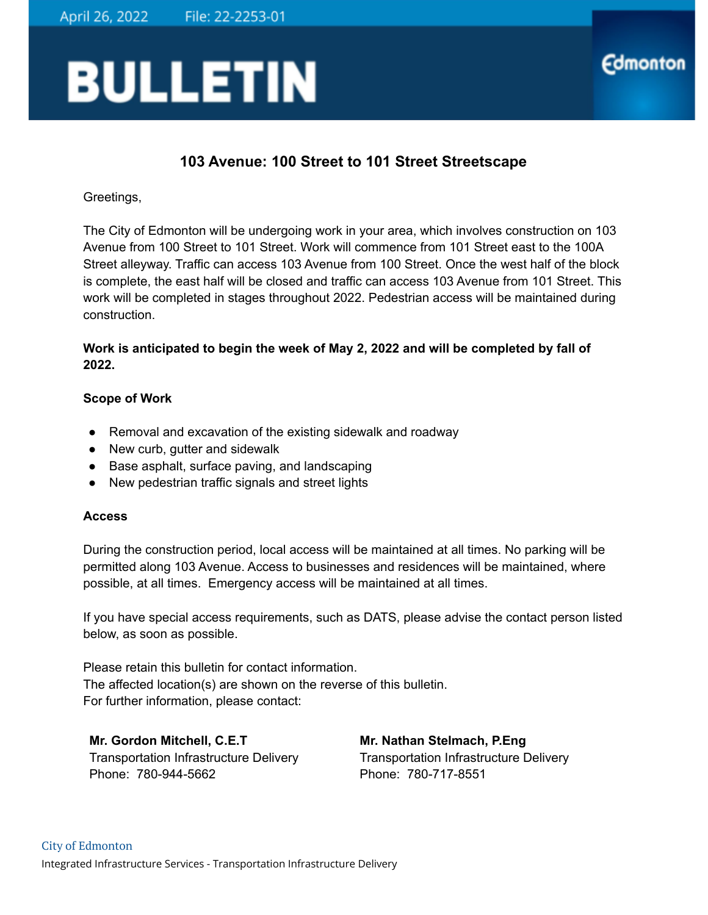April 26, 2022 File: 22-2253-01

# BULLETIN

Edmonton

## 103 Avenue: 100 Street to 101 Street Streetscape

Greetings,

The City of Edmonton will be undergoing work in your area, which involves construction on 103 Avenue from 100 Street to 101 Street. Work will commence from 101 Street east to the 100A Street alleyway. Traffic can access 103 Avenue from 100 Street. Once the west half of the block is complete, the east half will be closed and traffic can access 103 Avenue from 101 Street. This work will be completed in stages throughout 2022. Pedestrian access will be maintained during construction.

**Work is anticipated to begin the week of May 2, 2022 and will be completed by fall of 2022.**

### Scope of Work

- Removal and excavation of the existing sidewalk and roadway
- New curb, gutter and sidewalk
- Base asphalt, surface paving, and landscaping
- New pedestrian traffic signals and street lights

### Access

During the construction period, local access will be maintained at all times. No parking will be permitted along 103 Avenue. Access to businesses and residences will be maintained, where possible, at all times. Emergency access will be maintained at all times.

If you have special access requirements, such as DATS, please advise the contact person listed below, as soon as possible.

Please retain this bulletin for contact information.
The affected location(s) are shown on the reverse of this bulletin.
For further information, please contact:

**Mr. Gordon Mitchell, C.E.T**
Transportation Infrastructure Delivery
Phone: 780-944-5662

**Mr. Nathan Stelmach, P.Eng**
Transportation Infrastructure Delivery
Phone: 780-717-8551

City of Edmonton
Integrated Infrastructure Services - Transportation Infrastructure Delivery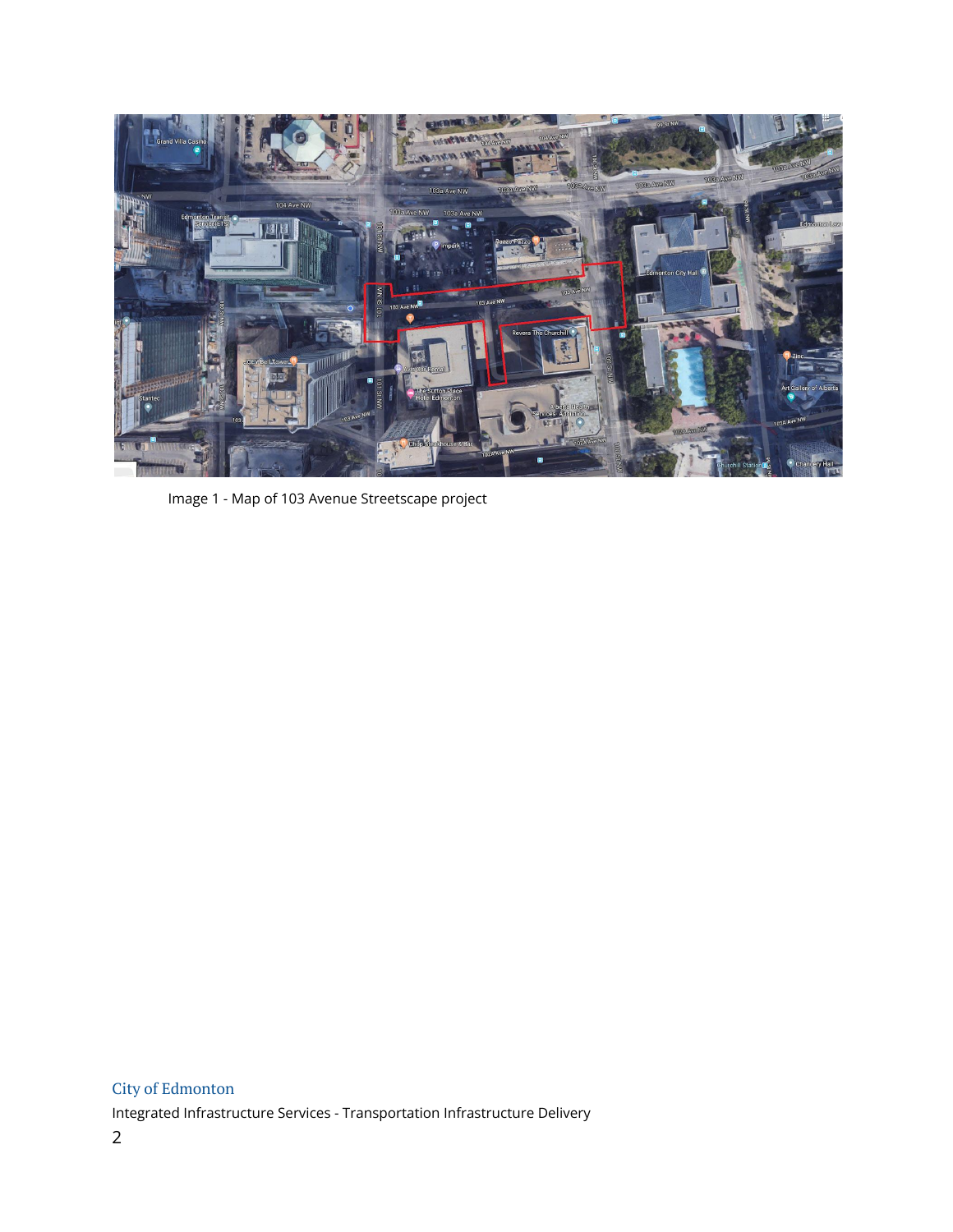Image 1 - Map of 103 Avenue Streetscape project